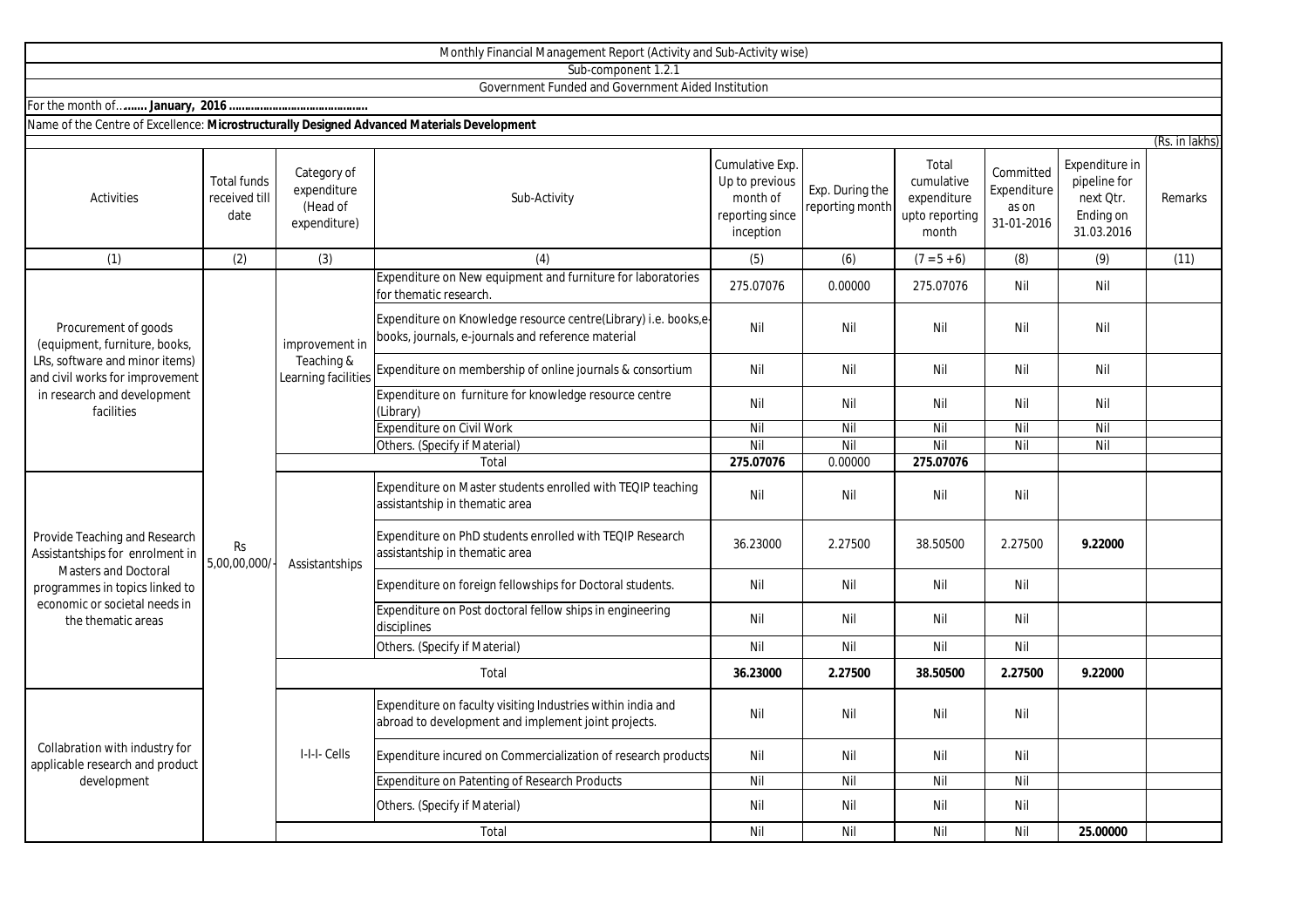Monthly Financial Management Report (Activity and Sub-Activity wise)

Sub-component 1.2.1

Government Funded and Government Aided Institution

For the month of....... **January, 2016 ..........................................**

Name of the Centre of Excellence: **Microstructurally Designed Advanced Materials Development**

(Rs. in lakhs)

| Activities | Total funds received till date | Category of expenditure (Head of expenditure) | Sub-Activity | Cumulative Exp. Up to previous month of reporting since inception | Exp. During the reporting month | Total cumulative expenditure upto reporting month | Committed Expenditure as on 31-01-2016 | Expenditure in pipeline for next Qtr. Ending on 31.03.2016 | Remarks |
|---|---|---|---|---|---|---|---|---|---|
| (1) | (2) | (3) | (4) | (5) | (6) | (7 = 5 + 6) | (8) | (9) | (11) |
| Procurement of goods (equipment, furniture, books, LRs, software and minor items) and civil works for improvement in research and development facilities | Rs 5,00,00,000/- | improvement in Teaching & Learning facilities | Expenditure on New equipment and furniture for laboratories for thematic research. | 275.07076 | 0.00000 | 275.07076 | Nil | Nil | |
| | | | Expenditure on Knowledge resource centre(Library) i.e. books,e-books, journals, e-journals and reference material | Nil | Nil | Nil | Nil | Nil | |
| | | | Expenditure on membership of online journals & consortium | Nil | Nil | Nil | Nil | Nil | |
| | | | Expenditure on furniture for knowledge resource centre (Library) | Nil | Nil | Nil | Nil | Nil | |
| | | | Expenditure on Civil Work | Nil | Nil | Nil | Nil | Nil | |
| | | | Others. (Specify if Material) | Nil | Nil | Nil | Nil | Nil | |
| | | | Total | **275.07076** | 0.00000 | **275.07076** | | | |
| Provide Teaching and Research Assistantships for enrolment in Masters and Doctoral programmes in topics linked to economic or societal needs in the thematic areas | | Assistantships | Expenditure on Master students enrolled with TEQIP teaching assistantship in thematic area | Nil | Nil | Nil | Nil | | |
| | | | Expenditure on PhD students enrolled with TEQIP Research assistantship in thematic area | 36.23000 | 2.27500 | 38.50500 | 2.27500 | **9.22000** | |
| | | | Expenditure on foreign fellowships for Doctoral students. | Nil | Nil | Nil | Nil | | |
| | | | Expenditure on Post doctoral fellow ships in engineering disciplines | Nil | Nil | Nil | Nil | | |
| | | | Others. (Specify if Material) | Nil | Nil | Nil | Nil | | |
| | | | Total | **36.23000** | **2.27500** | **38.50500** | **2.27500** | **9.22000** | |
| Collabration with industry for applicable research and product development | | I-I-I- Cells | Expenditure on faculty visiting Industries within india and abroad to development and implement joint projects. | Nil | Nil | Nil | Nil | | |
| | | | Expenditure incured on Commercialization of research products | Nil | Nil | Nil | Nil | | |
| | | | Expenditure on Patenting of Research Products | Nil | Nil | Nil | Nil | | |
| | | | Others. (Specify if Material) | Nil | Nil | Nil | Nil | | |
| | | | Total | Nil | Nil | Nil | Nil | **25.00000** | |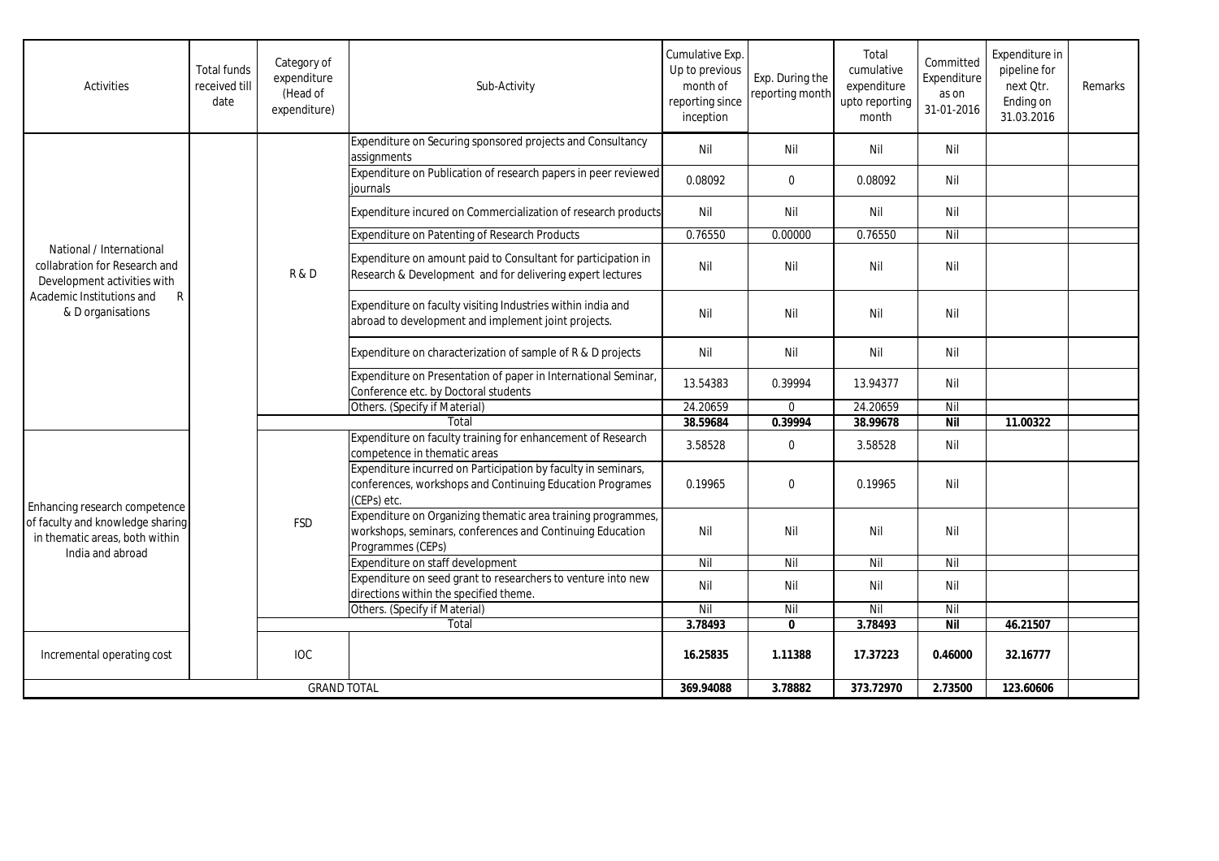| Activities | Total funds received till date | Category of expenditure (Head of expenditure) | Sub-Activity | Cumulative Exp. Up to previous month of reporting since inception | Exp. During the reporting month | Total cumulative expenditure upto reporting month | Committed Expenditure as on 31-01-2016 | Expenditure in pipeline for next Qtr. Ending on 31.03.2016 | Remarks |
|---|---|---|---|---|---|---|---|---|---|
| National / International collabration for Research and Development activities with Academic Institutions and R & D organisations | | R & D | Expenditure on Securing sponsored projects and Consultancy assignments | Nil | Nil | Nil | Nil | | |
| | | | Expenditure on Publication of research papers in peer reviewed journals | 0.08092 | 0 | 0.08092 | Nil | | |
| | | | Expenditure incured on Commercialization of research products | Nil | Nil | Nil | Nil | | |
| | | | Expenditure on Patenting of Research Products | 0.76550 | 0.00000 | 0.76550 | Nil | | |
| | | | Expenditure on amount paid to Consultant for participation in Research & Development and for delivering expert lectures | Nil | Nil | Nil | Nil | | |
| | | | Expenditure on faculty visiting Industries within india and abroad to development and implement joint projects. | Nil | Nil | Nil | Nil | | |
| | | | Expenditure on characterization of sample of R & D projects | Nil | Nil | Nil | Nil | | |
| | | | Expenditure on Presentation of paper in International Seminar, Conference etc. by Doctoral students | 13.54383 | 0.39994 | 13.94377 | Nil | | |
| | | | Others. (Specify if Material) | 24.20659 | 0 | 24.20659 | Nil | | |
| | | Total | | **38.59684** | **0.39994** | **38.99678** | **Nil** | **11.00322** | |
| Enhancing research competence of faculty and knowledge sharing in thematic areas, both within India and abroad | | FSD | Expenditure on faculty training for enhancement of Research competence in thematic areas | 3.58528 | 0 | 3.58528 | Nil | | |
| | | | Expenditure incurred on Participation by faculty in seminars, conferences, workshops and Continuing Education Programes (CEPs) etc. | 0.19965 | 0 | 0.19965 | Nil | | |
| | | | Expenditure on Organizing thematic area training programmes, workshops, seminars, conferences and Continuing Education Programmes (CEPs) | Nil | Nil | Nil | Nil | | |
| | | | Expenditure on staff development | Nil | Nil | Nil | Nil | | |
| | | | Expenditure on seed grant to researchers to venture into new directions within the specified theme. | Nil | Nil | Nil | Nil | | |
| | | | Others. (Specify if Material) | Nil | Nil | Nil | Nil | | |
| | | Total | | **3.78493** | **0** | **3.78493** | **Nil** | **46.21507** | |
| Incremental operating cost | | IOC | | **16.25835** | **1.11388** | **17.37223** | **0.46000** | **32.16777** | |
| GRAND TOTAL | | | | **369.94088** | **3.78882** | **373.72970** | **2.73500** | **123.60606** | |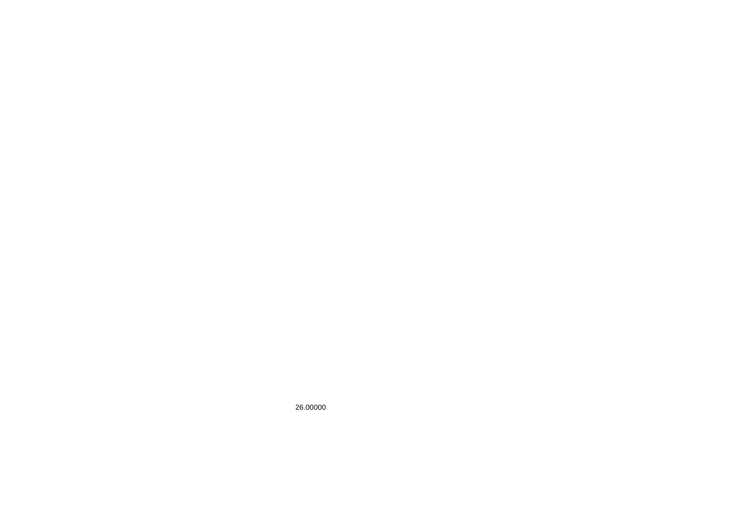26.00000